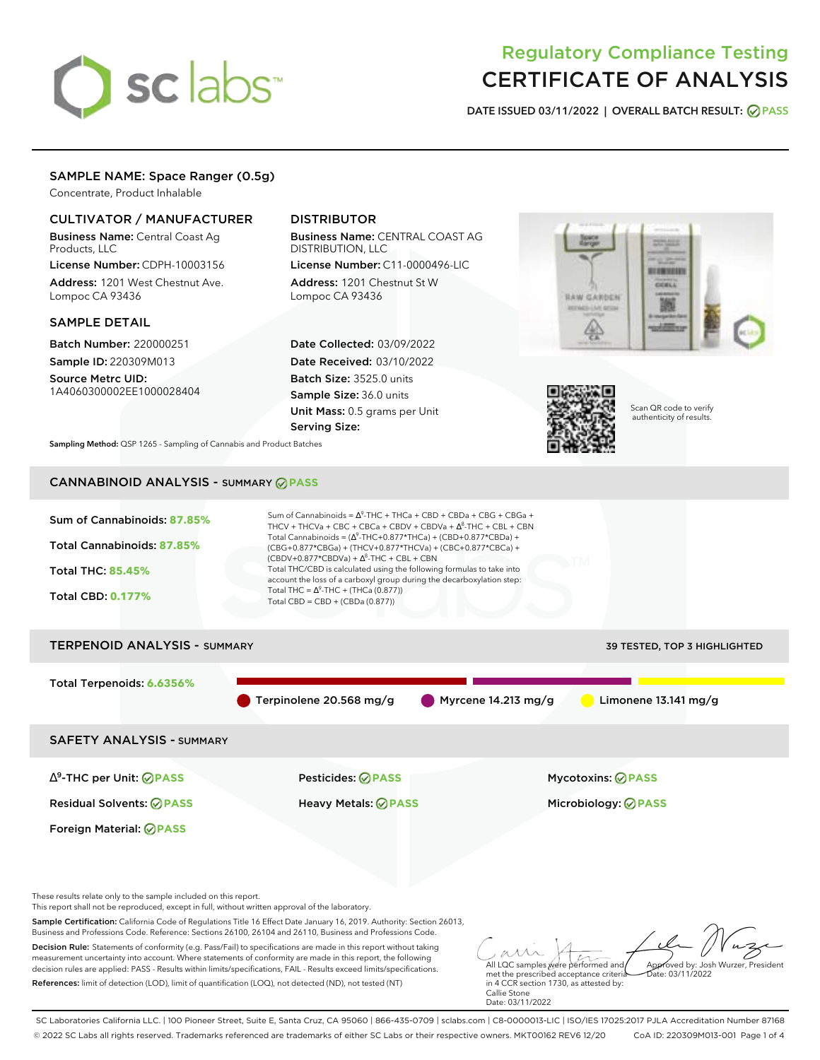# Regulatory Compliance Testing
# CERTIFICATE OF ANALYSIS

**DATE ISSUED 03/11/2022 | OVERALL BATCH RESULT: PASS**

## SAMPLE NAME: Space Ranger (0.5g)

Concentrate, Product Inhalable

### CULTIVATOR / MANUFACTURER

**Business Name:** Central Coast Ag Products, LLC
**License Number:** CDPH-10003156
**Address:** 1201 West Chestnut Ave. Lompoc CA 93436

### DISTRIBUTOR

**Business Name:** CENTRAL COAST AG DISTRIBUTION, LLC
**License Number:** C11-0000496-LIC
**Address:** 1201 Chestnut St W Lompoc CA 93436

### SAMPLE DETAIL

**Batch Number:** 220000251
**Sample ID:** 220309M013
**Source Metrc UID:** 1A4060300002EE1000028404

**Date Collected:** 03/09/2022
**Date Received:** 03/10/2022
**Batch Size:** 3525.0 units
**Sample Size:** 36.0 units
**Unit Mass:** 0.5 grams per Unit
**Serving Size:**

Scan QR code to verify authenticity of results.

**Sampling Method:** QSP 1265 - Sampling of Cannabis and Product Batches

## CANNABINOID ANALYSIS - SUMMARY PASS

Sum of Cannabinoids: **87.85%**
Total Cannabinoids: **87.85%**
Total THC: **85.45%**
Total CBD: **0.177%**

Sum of Cannabinoids = $\Delta^9$-THC + THCa + CBD + CBDa + CBG + CBGa + THCV + THCVa + CBC + CBCa + CBDV + CBDVa + $\Delta^8$-THC + CBL + CBN
Total Cannabinoids = ($\Delta^9$-THC+0.877*THCa) + (CBD+0.877*CBDa) + (CBG+0.877*CBGa) + (THCV+0.877*THCVa) + (CBC+0.877*CBCa) + (CBDV+0.877*CBDVa) + $\Delta^8$-THC + CBL + CBN
Total THC/CBD is calculated using the following formulas to take into account the loss of a carboxyl group during the decarboxylation step:
Total THC = $\Delta^9$-THC + (THCa (0.877))
Total CBD = CBD + (CBDa (0.877))

## TERPENOID ANALYSIS - SUMMARY

39 TESTED, TOP 3 HIGHLIGHTED

Total Terpenoids: **6.6356%**

Terpinolene 20.568 mg/g | Myrcene 14.213 mg/g | Limonene 13.141 mg/g

## SAFETY ANALYSIS - SUMMARY

| | | |
|---|---|---|
| $\Delta^9$-THC per Unit: PASS | Pesticides: PASS | Mycotoxins: PASS |
| Residual Solvents: PASS | Heavy Metals: PASS | Microbiology: PASS |
| Foreign Material: PASS | | |

These results relate only to the sample included on this report.
This report shall not be reproduced, except in full, without written approval of the laboratory.

**Sample Certification:** California Code of Regulations Title 16 Effect Date January 16, 2019. Authority: Section 26013, Business and Professions Code. Reference: Sections 26100, 26104 and 26110, Business and Professions Code.

**Decision Rule:** Statements of conformity (e.g. Pass/Fail) to specifications are made in this report without taking measurement uncertainty into account. Where statements of conformity are made in this report, the following decision rules are applied: PASS - Results within limits/specifications, FAIL - Results exceed limits/specifications.

**References:** limit of detection (LOD), limit of quantification (LOQ), not detected (ND), not tested (NT)

All LQC samples were performed and met the prescribed acceptance criteria in 4 CCR section 1730, as attested by: Callie Stone
Date: 03/11/2022

Approved by: Josh Wurzer, President
Date: 03/11/2022

SC Laboratories California LLC. | 100 Pioneer Street, Suite E, Santa Cruz, CA 95060 | 866-435-0709 | sclabs.com | C8-0000013-LIC | ISO/IES 17025:2017 PJLA Accreditation Number 87168
© 2022 SC Labs all rights reserved. Trademarks referenced are trademarks of either SC Labs or their respective owners. MKT00162 REV6 12/20 CoA ID: 220309M013-001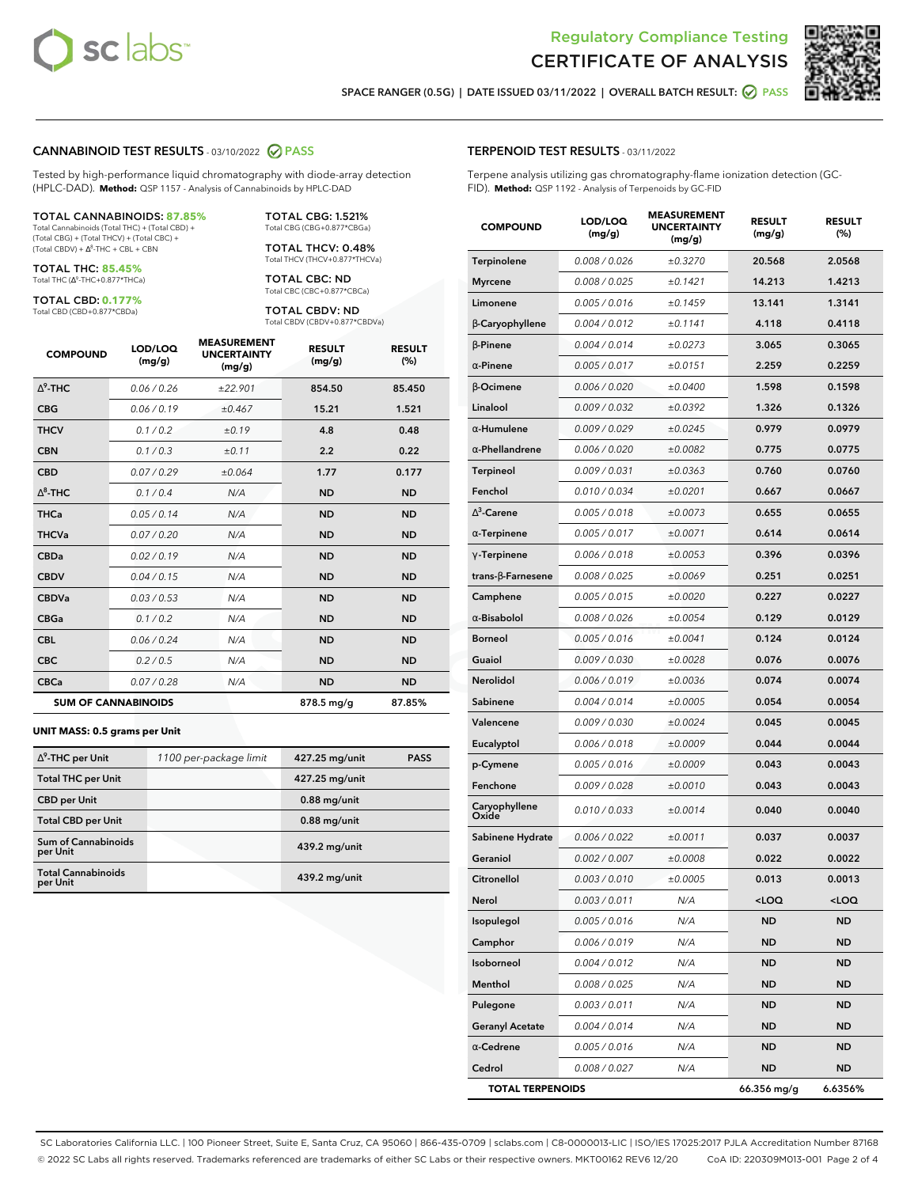Regulatory Compliance Testing

# CERTIFICATE OF ANALYSIS

SPACE RANGER (0.5G) | DATE ISSUED 03/11/2022 | OVERALL BATCH RESULT: PASS

## CANNABINOID TEST RESULTS - 03/10/2022 PASS

Tested by high-performance liquid chromatography with diode-array detection (HPLC-DAD). **Method:** QSP 1157 - Analysis of Cannabinoids by HPLC-DAD

**TOTAL CANNABINOIDS: 87.85%**
Total Cannabinoids (Total THC) + (Total CBD) + (Total CBG) + (Total THCV) + (Total CBC) + (Total CBDV) + $\Delta^8$-THC + CBL + CBN

**TOTAL THC: 85.45%**
Total THC ($\Delta^9$-THC+0.877*THCa)

**TOTAL CBD: 0.177%**
Total CBD (CBD+0.877*CBDa)

**TOTAL CBG: 1.521%**
Total CBG (CBG+0.877*CBGa)

**TOTAL THCV: 0.48%**
Total THCV (THCV+0.877*THCVa)

**TOTAL CBC: ND**
Total CBC (CBC+0.877*CBCa)

**TOTAL CBDV: ND**
Total CBDV (CBDV+0.877*CBDVa)

| COMPOUND | LOD/LOQ (mg/g) | MEASUREMENT UNCERTAINTY (mg/g) | RESULT (mg/g) | RESULT (%) |
|---|---|---|---|---|
| $\Delta^9$-THC | 0.06 / 0.26 | ±22.901 | 854.50 | 85.450 |
| CBG | 0.06 / 0.19 | ±0.467 | 15.21 | 1.521 |
| THCV | 0.1 / 0.2 | ±0.19 | 4.8 | 0.48 |
| CBN | 0.1 / 0.3 | ±0.11 | 2.2 | 0.22 |
| CBD | 0.07 / 0.29 | ±0.064 | 1.77 | 0.177 |
| $\Delta^8$-THC | 0.1 / 0.4 | N/A | ND | ND |
| THCa | 0.05 / 0.14 | N/A | ND | ND |
| THCVa | 0.07 / 0.20 | N/A | ND | ND |
| CBDa | 0.02 / 0.19 | N/A | ND | ND |
| CBDV | 0.04 / 0.15 | N/A | ND | ND |
| CBDVa | 0.03 / 0.53 | N/A | ND | ND |
| CBGa | 0.1 / 0.2 | N/A | ND | ND |
| CBL | 0.06 / 0.24 | N/A | ND | ND |
| CBC | 0.2 / 0.5 | N/A | ND | ND |
| CBCa | 0.07 / 0.28 | N/A | ND | ND |
| **SUM OF CANNABINOIDS** | | | 878.5 mg/g | 87.85% |

**UNIT MASS: 0.5 grams per Unit**

| | | | |
|---|---|---|---|
| $\Delta^9$-THC per Unit | 1100 per-package limit | 427.25 mg/unit | PASS |
| Total THC per Unit | | 427.25 mg/unit | |
| CBD per Unit | | 0.88 mg/unit | |
| Total CBD per Unit | | 0.88 mg/unit | |
| Sum of Cannabinoids per Unit | | 439.2 mg/unit | |
| Total Cannabinoids per Unit | | 439.2 mg/unit | |

## TERPENOID TEST RESULTS - 03/11/2022

Terpene analysis utilizing gas chromatography-flame ionization detection (GC-FID). **Method:** QSP 1192 - Analysis of Terpenoids by GC-FID

| COMPOUND | LOD/LOQ (mg/g) | MEASUREMENT UNCERTAINTY (mg/g) | RESULT (mg/g) | RESULT (%) |
|---|---|---|---|---|
| Terpinolene | 0.008 / 0.026 | ±0.3270 | 20.568 | 2.0568 |
| Myrcene | 0.008 / 0.025 | ±0.1421 | 14.213 | 1.4213 |
| Limonene | 0.005 / 0.016 | ±0.1459 | 13.141 | 1.3141 |
| β-Caryophyllene | 0.004 / 0.012 | ±0.1141 | 4.118 | 0.4118 |
| β-Pinene | 0.004 / 0.014 | ±0.0273 | 3.065 | 0.3065 |
| α-Pinene | 0.005 / 0.017 | ±0.0151 | 2.259 | 0.2259 |
| β-Ocimene | 0.006 / 0.020 | ±0.0400 | 1.598 | 0.1598 |
| Linalool | 0.009 / 0.032 | ±0.0392 | 1.326 | 0.1326 |
| α-Humulene | 0.009 / 0.029 | ±0.0245 | 0.979 | 0.0979 |
| α-Phellandrene | 0.006 / 0.020 | ±0.0082 | 0.775 | 0.0775 |
| Terpineol | 0.009 / 0.031 | ±0.0363 | 0.760 | 0.0760 |
| Fenchol | 0.010 / 0.034 | ±0.0201 | 0.667 | 0.0667 |
| $\Delta^3$-Carene | 0.005 / 0.018 | ±0.0073 | 0.655 | 0.0655 |
| α-Terpinene | 0.005 / 0.017 | ±0.0071 | 0.614 | 0.0614 |
| γ-Terpinene | 0.006 / 0.018 | ±0.0053 | 0.396 | 0.0396 |
| trans-β-Farnesene | 0.008 / 0.025 | ±0.0069 | 0.251 | 0.0251 |
| Camphene | 0.005 / 0.015 | ±0.0020 | 0.227 | 0.0227 |
| α-Bisabolol | 0.008 / 0.026 | ±0.0054 | 0.129 | 0.0129 |
| Borneol | 0.005 / 0.016 | ±0.0041 | 0.124 | 0.0124 |
| Guaiol | 0.009 / 0.030 | ±0.0028 | 0.076 | 0.0076 |
| Nerolidol | 0.006 / 0.019 | ±0.0036 | 0.074 | 0.0074 |
| Sabinene | 0.004 / 0.014 | ±0.0005 | 0.054 | 0.0054 |
| Valencene | 0.009 / 0.030 | ±0.0024 | 0.045 | 0.0045 |
| Eucalyptol | 0.006 / 0.018 | ±0.0009 | 0.044 | 0.0044 |
| p-Cymene | 0.005 / 0.016 | ±0.0009 | 0.043 | 0.0043 |
| Fenchone | 0.009 / 0.028 | ±0.0010 | 0.043 | 0.0043 |
| Caryophyllene Oxide | 0.010 / 0.033 | ±0.0014 | 0.040 | 0.0040 |
| Sabinene Hydrate | 0.006 / 0.022 | ±0.0011 | 0.037 | 0.0037 |
| Geraniol | 0.002 / 0.007 | ±0.0008 | 0.022 | 0.0022 |
| Citronellol | 0.003 / 0.010 | ±0.0005 | 0.013 | 0.0013 |
| Nerol | 0.003 / 0.011 | N/A | <LOQ | <LOQ |
| Isopulegol | 0.005 / 0.016 | N/A | ND | ND |
| Camphor | 0.006 / 0.019 | N/A | ND | ND |
| Isoborneol | 0.004 / 0.012 | N/A | ND | ND |
| Menthol | 0.008 / 0.025 | N/A | ND | ND |
| Pulegone | 0.003 / 0.011 | N/A | ND | ND |
| Geranyl Acetate | 0.004 / 0.014 | N/A | ND | ND |
| α-Cedrene | 0.005 / 0.016 | N/A | ND | ND |
| Cedrol | 0.008 / 0.027 | N/A | ND | ND |
| **TOTAL TERPENOIDS** | | | 66.356 mg/g | 6.6356% |

SC Laboratories California LLC. | 100 Pioneer Street, Suite E, Santa Cruz, CA 95060 | 866-435-0709 | sclabs.com | C8-0000013-LIC | ISO/IES 17025:2017 PJLA Accreditation Number 87168
© 2022 SC Labs all rights reserved. Trademarks referenced are trademarks of either SC Labs or their respective owners. MKT00162 REV6 12/20 CoA ID: 220309M013-001